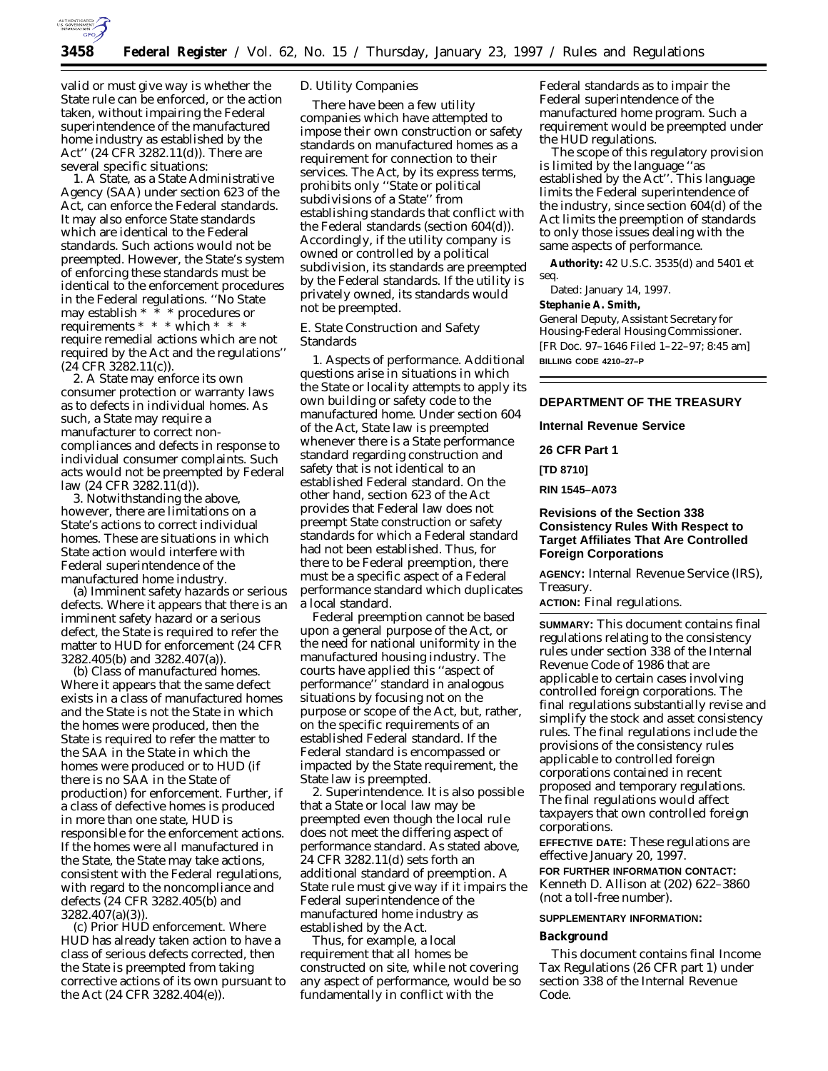valid or must give way is whether the State rule can be enforced, or the action taken, without impairing the Federal superintendence of the manufactured home industry as established by the Act'' (24 CFR 3282.11(d)). There are several specific situations:

1. A State, as a State Administrative Agency (SAA) under section 623 of the Act, can enforce the Federal standards. It may also enforce State standards which are identical to the Federal standards. Such actions would not be preempted. However, the State's system of enforcing these standards must be identical to the enforcement procedures in the Federal regulations. ''No State may establish * * * procedures or requirements * * * which * * * require remedial actions which are not required by the Act and the regulations'' (24 CFR 3282.11(c)).

2. A State may enforce its own consumer protection or warranty laws as to defects in individual homes. As such, a State may require a manufacturer to correct noncompliances and defects in response to individual consumer complaints. Such acts would not be preempted by Federal law (24 CFR 3282.11(d)).

3. Notwithstanding the above, however, there are limitations on a State's actions to correct individual homes. These are situations in which State action would interfere with Federal superintendence of the manufactured home industry.

(a) Imminent safety hazards or serious defects. Where it appears that there is an imminent safety hazard or a serious defect, the State is required to refer the matter to HUD for enforcement (24 CFR 3282.405(b) and 3282.407(a)).

(b) Class of manufactured homes. Where it appears that the same defect exists in a class of manufactured homes and the State is not the State in which the homes were produced, then the State is required to refer the matter to the SAA in the State in which the homes were produced or to HUD (if there is no SAA in the State of production) for enforcement. Further, if a class of defective homes is produced in more than one state, HUD is responsible for the enforcement actions. If the homes were all manufactured in the State, the State may take actions, consistent with the Federal regulations, with regard to the noncompliance and defects (24 CFR 3282.405(b) and 3282.407(a)(3)).

(c) Prior HUD enforcement. Where HUD has already taken action to have a class of serious defects corrected, then the State is preempted from taking corrective actions of its own pursuant to the Act (24 CFR 3282.404(e)).

D. Utility Companies

There have been a few utility companies which have attempted to impose their own construction or safety standards on manufactured homes as a requirement for connection to their services. The Act, by its express terms, prohibits only ''State or political subdivisions of a State'' from establishing standards that conflict with the Federal standards (section 604(d)). Accordingly, if the utility company is owned or controlled by a political subdivision, its standards are preempted by the Federal standards. If the utility is privately owned, its standards would not be preempted.

E. State Construction and Safety Standards

1. *Aspects of performance.* Additional questions arise in situations in which the State or locality attempts to apply its own building or safety code to the manufactured home. Under section 604 of the Act, State law is preempted whenever there is a State performance standard regarding construction and safety that is not identical to an established Federal standard. On the other hand, section 623 of the Act provides that Federal law does not preempt State construction or safety standards for which a Federal standard had not been established. Thus, for there to be Federal preemption, there must be a specific aspect of a Federal performance standard which duplicates a local standard.

Federal preemption cannot be based upon a general purpose of the Act, or the need for national uniformity in the manufactured housing industry. The courts have applied this ''aspect of performance'' standard in analogous situations by focusing not on the purpose or scope of the Act, but, rather, on the specific requirements of an established Federal standard. If the Federal standard is encompassed or impacted by the State requirement, the State law is preempted.

2. *Superintendence.* It is also possible that a State or local law may be preempted even though the local rule does not meet the differing aspect of performance standard. As stated above, 24 CFR 3282.11(d) sets forth an additional standard of preemption. A State rule must give way if it impairs the Federal superintendence of the manufactured home industry as established by the Act.

Thus, for example, a local requirement that all homes be constructed on site, while not covering any aspect of performance, would be so fundamentally in conflict with the Federal standards as to impair the Federal superintendence of the manufactured home program. Such a requirement would be preempted under the HUD regulations.

The scope of this regulatory provision is limited by the language ''as established by the Act''. This language limits the Federal superintendence of the industry, since section 604(d) of the Act limits the preemption of standards to only those issues dealing with the same aspects of performance.

**Authority:** 42 U.S.C. 3535(d) and 5401 et seq.

Dated: January 14, 1997.

**Stephanie A. Smith,**

*General Deputy, Assistant Secretary for Housing-Federal Housing Commissioner.*

[FR Doc. 97–1646 Filed 1–22–97; 8:45 am]

**BILLING CODE 4210–27–P**

---

## DEPARTMENT OF THE TREASURY

### Internal Revenue Service

### 26 CFR Part 1

**[TD 8710]**

**RIN 1545–A073**

### Revisions of the Section 338 Consistency Rules With Respect to Target Affiliates That Are Controlled Foreign Corporations

**AGENCY:** Internal Revenue Service (IRS), Treasury.

**ACTION:** Final regulations.

**SUMMARY:** This document contains final regulations relating to the consistency rules under section 338 of the Internal Revenue Code of 1986 that are applicable to certain cases involving controlled foreign corporations. The final regulations substantially revise and simplify the stock and asset consistency rules. The final regulations include the provisions of the consistency rules applicable to controlled foreign corporations contained in recent proposed and temporary regulations. The final regulations would affect taxpayers that own controlled foreign corporations.

**EFFECTIVE DATE:** These regulations are effective January 20, 1997.

**FOR FURTHER INFORMATION CONTACT:** Kenneth D. Allison at (202) 622–3860 (not a toll-free number).

**SUPPLEMENTARY INFORMATION:**

**Background**

This document contains final Income Tax Regulations (26 CFR part 1) under section 338 of the Internal Revenue Code.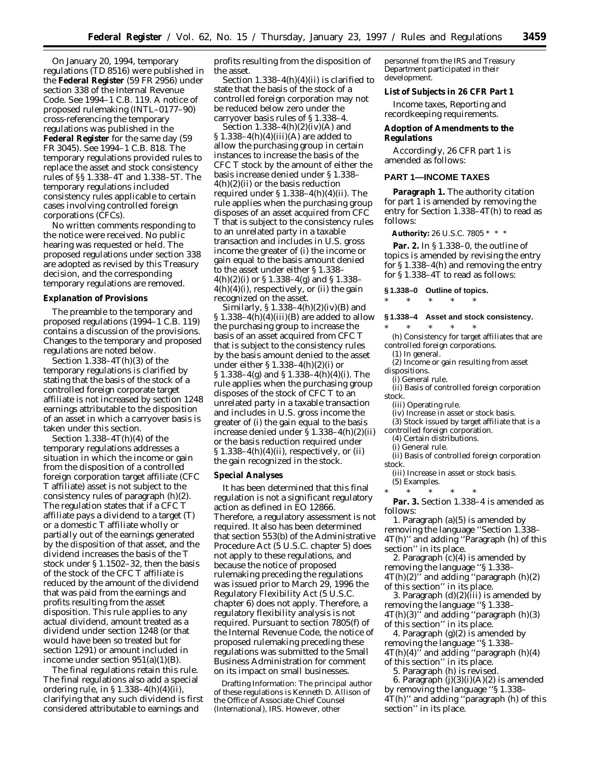On January 20, 1994, temporary regulations (TD 8516) were published in the **Federal Register** (59 FR 2956) under section 338 of the Internal Revenue Code. See 1994–1 C.B. 119. A notice of proposed rulemaking (INTL–0177–90) cross-referencing the temporary regulations was published in the **Federal Register** for the same day (59 FR 3045). See 1994–1 C.B. 818. The temporary regulations provided rules to replace the asset and stock consistency rules of §§ 1.338–4T and 1.338–5T. The temporary regulations included consistency rules applicable to certain cases involving controlled foreign corporations (CFCs).

No written comments responding to the notice were received. No public hearing was requested or held. The proposed regulations under section 338 are adopted as revised by this Treasury decision, and the corresponding temporary regulations are removed.

**Explanation of Provisions**

The preamble to the temporary and proposed regulations (1994–1 C.B. 119) contains a discussion of the provisions. Changes to the temporary and proposed regulations are noted below.

Section 1.338–4T(h)(3) of the temporary regulations is clarified by stating that the basis of the stock of a controlled foreign corporate target affiliate is not increased by section 1248 earnings attributable to the disposition of an asset in which a carryover basis is taken under this section.

Section 1.338–4T(h)(4) of the temporary regulations addresses a situation in which the income or gain from the disposition of a controlled foreign corporation target affiliate (CFC T affiliate) asset is not subject to the consistency rules of paragraph (h)(2). The regulation states that if a CFC T affiliate pays a dividend to a target (T) or a domestic T affiliate wholly or partially out of the earnings generated by the disposition of that asset, and the dividend increases the basis of the T stock under § 1.1502–32, then the basis of the stock of the CFC T affiliate is reduced by the amount of the dividend that was paid from the earnings and profits resulting from the asset disposition. This rule applies to any actual dividend, amount treated as a dividend under section 1248 (or that would have been so treated but for section 1291) or amount included in income under section 951(a)(1)(B).

The final regulations retain this rule. The final regulations also add a special ordering rule, in § 1.338–4(h)(4)(ii), clarifying that any such dividend is first considered attributable to earnings and profits resulting from the disposition of the asset.

Section 1.338–4(h)(4)(ii) is clarified to state that the basis of the stock of a controlled foreign corporation may not be reduced below zero under the carryover basis rules of § 1.338–4.

Section 1.338–4(h)(2)(iv)(A) and § 1.338–4(h)(4)(iii)(A) are added to allow the purchasing group in certain instances to increase the basis of the CFC T stock by the amount of either the basis increase denied under § 1.338–4(h)(2)(ii) or the basis reduction required under § 1.338–4(h)(4)(ii). The rule applies when the purchasing group disposes of an asset acquired from CFC T that is subject to the consistency rules to an unrelated party in a taxable transaction and includes in U.S. gross income the greater of (i) the income or gain equal to the basis amount denied to the asset under either § 1.338–4(h)(2)(i) or § 1.338–4(g) and § 1.338–4(h)(4)(i), respectively, or (ii) the gain recognized on the asset.

Similarly, § 1.338–4(h)(2)(iv)(B) and § 1.338–4(h)(4)(iii)(B) are added to allow the purchasing group to increase the basis of an asset acquired from CFC T that is subject to the consistency rules by the basis amount denied to the asset under either § 1.338–4(h)(2)(i) or § 1.338–4(g) and § 1.338–4(h)(4)(i). The rule applies when the purchasing group disposes of the stock of CFC T to an unrelated party in a taxable transaction and includes in U.S. gross income the greater of (i) the gain equal to the basis increase denied under § 1.338–4(h)(2)(ii) or the basis reduction required under § 1.338–4(h)(4)(ii), respectively, or (ii) the gain recognized in the stock.

**Special Analyses**

It has been determined that this final regulation is not a significant regulatory action as defined in EO 12866. Therefore, a regulatory assessment is not required. It also has been determined that section 553(b) of the Administrative Procedure Act (5 U.S.C. chapter 5) does not apply to these regulations, and because the notice of proposed rulemaking preceding the regulations was issued prior to March 29, 1996 the Regulatory Flexibility Act (5 U.S.C. chapter 6) does not apply. Therefore, a regulatory flexibility analysis is not required. Pursuant to section 7805(f) of the Internal Revenue Code, the notice of proposed rulemaking preceding these regulations was submitted to the Small Business Administration for comment on its impact on small businesses.

*Drafting Information:* The principal author of these regulations is Kenneth D. Allison of the Office of Associate Chief Counsel (International), IRS. However, other personnel from the IRS and Treasury Department participated in their development.

**List of Subjects in 26 CFR Part 1**

Income taxes, Reporting and recordkeeping requirements.

**Adoption of Amendments to the Regulations**

Accordingly, 26 CFR part 1 is amended as follows:

**PART 1—INCOME TAXES**

**Paragraph 1.** The authority citation for part 1 is amended by removing the entry for Section 1.338–4T(h) to read as follows:

**Authority:** 26 U.S.C. 7805 * * *

**Par. 2.** In § 1.338–0, the outline of topics is amended by revising the entry for § 1.338–4(h) and removing the entry for § 1.338–4T to read as follows:

**§ 1.338–0 Outline of topics.**

\* \* \* \* \*

**§ 1.338–4 Asset and stock consistency.**

\* \* \* \* \*

(h) Consistency for target affiliates that are controlled foreign corporations.
(1) In general.
(2) Income or gain resulting from asset dispositions.
(i) General rule.
(ii) Basis of controlled foreign corporation stock.
(iii) Operating rule.
(iv) Increase in asset or stock basis.
(3) Stock issued by target affiliate that is a controlled foreign corporation.
(4) Certain distributions.
(i) General rule.
(ii) Basis of controlled foreign corporation stock.
(iii) Increase in asset or stock basis.
(5) Examples.

\* \* \* \* \*

**Par. 3.** Section 1.338–4 is amended as follows:

1. Paragraph (a)(5) is amended by removing the language ''Section 1.338–4T(h)'' and adding ''Paragraph (h) of this section'' in its place.
2. Paragraph (c)(4) is amended by removing the language ''§ 1.338–4T(h)(2)'' and adding ''paragraph (h)(2) of this section'' in its place.
3. Paragraph (d)(2)(iii) is amended by removing the language ''§ 1.338–4T(h)(3)'' and adding ''paragraph (h)(3) of this section'' in its place.
4. Paragraph (g)(2) is amended by removing the language ''§ 1.338–4T(h)(4)'' and adding ''paragraph (h)(4) of this section'' in its place.
5. Paragraph (h) is revised.
6. Paragraph (j)(3)(i)(A)(*2*) is amended by removing the language ''§ 1.338–4T(h)'' and adding ''paragraph (h) of this section'' in its place.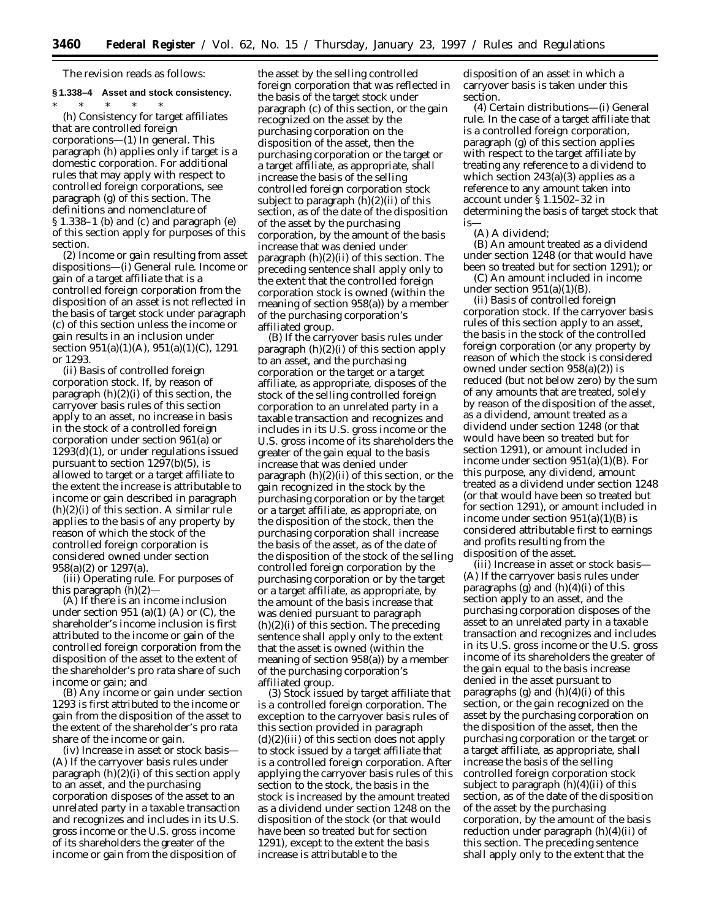The revision reads as follows:

**§ 1.338–4 Asset and stock consistency.**

\* \* \* \* \*

(h) *Consistency for target affiliates that are controlled foreign corporations*—(1) *In general.* This paragraph (h) applies only if target is a domestic corporation. For additional rules that may apply with respect to controlled foreign corporations, see paragraph (g) of this section. The definitions and nomenclature of § 1.338–1 (b) and (c) and paragraph (e) of this section apply for purposes of this section.

(2) *Income or gain resulting from asset dispositions*—(i) *General rule.* Income or gain of a target affiliate that is a controlled foreign corporation from the disposition of an asset is not reflected in the basis of target stock under paragraph (c) of this section unless the income or gain results in an inclusion under section 951(a)(1)(A), 951(a)(1)(C), 1291 or 1293.

(ii) *Basis of controlled foreign corporation stock.* If, by reason of paragraph (h)(2)(i) of this section, the carryover basis rules of this section apply to an asset, no increase in basis in the stock of a controlled foreign corporation under section 961(a) or 1293(d)(1), or under regulations issued pursuant to section 1297(b)(5), is allowed to target or a target affiliate to the extent the increase is attributable to income or gain described in paragraph (h)(2)(i) of this section. A similar rule applies to the basis of any property by reason of which the stock of the controlled foreign corporation is considered owned under section 958(a)(2) or 1297(a).

(iii) *Operating rule.* For purposes of this paragraph (h)(2)—

(A) If there is an income inclusion under section 951 (a)(1) (A) or (C), the shareholder's income inclusion is first attributed to the income or gain of the controlled foreign corporation from the disposition of the asset to the extent of the shareholder's pro rata share of such income or gain; and

(B) Any income or gain under section 1293 is first attributed to the income or gain from the disposition of the asset to the extent of the shareholder's pro rata share of the income or gain.

(iv) *Increase in asset or stock basis*—(A) If the carryover basis rules under paragraph (h)(2)(i) of this section apply to an asset, and the purchasing corporation disposes of the asset to an unrelated party in a taxable transaction and recognizes and includes in its U.S. gross income or the U.S. gross income of its shareholders the greater of the income or gain from the disposition of the asset by the selling controlled foreign corporation that was reflected in the basis of the target stock under paragraph (c) of this section, or the gain recognized on the asset by the purchasing corporation on the disposition of the asset, then the purchasing corporation or the target or a target affiliate, as appropriate, shall increase the basis of the selling controlled foreign corporation stock subject to paragraph (h)(2)(ii) of this section, as of the date of the disposition of the asset by the purchasing corporation, by the amount of the basis increase that was denied under paragraph (h)(2)(ii) of this section. The preceding sentence shall apply only to the extent that the controlled foreign corporation stock is owned (within the meaning of section 958(a)) by a member of the purchasing corporation's affiliated group.

(B) If the carryover basis rules under paragraph (h)(2)(i) of this section apply to an asset, and the purchasing corporation or the target or a target affiliate, as appropriate, disposes of the stock of the selling controlled foreign corporation to an unrelated party in a taxable transaction and recognizes and includes in its U.S. gross income or the U.S. gross income of its shareholders the greater of the gain equal to the basis increase that was denied under paragraph (h)(2)(ii) of this section, or the gain recognized in the stock by the purchasing corporation or by the target or a target affiliate, as appropriate, on the disposition of the stock, then the purchasing corporation shall increase the basis of the asset, as of the date of the disposition of the stock of the selling controlled foreign corporation by the purchasing corporation or by the target or a target affiliate, as appropriate, by the amount of the basis increase that was denied pursuant to paragraph (h)(2)(i) of this section. The preceding sentence shall apply only to the extent that the asset is owned (within the meaning of section 958(a)) by a member of the purchasing corporation's affiliated group.

(3) *Stock issued by target affiliate that is a controlled foreign corporation.* The exception to the carryover basis rules of this section provided in paragraph (d)(2)(iii) of this section does not apply to stock issued by a target affiliate that is a controlled foreign corporation. After applying the carryover basis rules of this section to the stock, the basis in the stock is increased by the amount treated as a dividend under section 1248 on the disposition of the stock (or that would have been so treated but for section 1291), except to the extent the basis increase is attributable to the disposition of an asset in which a carryover basis is taken under this section.

(4) *Certain distributions*—(i) *General rule.* In the case of a target affiliate that is a controlled foreign corporation, paragraph (g) of this section applies with respect to the target affiliate by treating any reference to a dividend to which section 243(a)(3) applies as a reference to any amount taken into account under § 1.1502–32 in determining the basis of target stock that is—

(A) A dividend;

(B) An amount treated as a dividend under section 1248 (or that would have been so treated but for section 1291); or

(C) An amount included in income under section 951(a)(1)(B).

(ii) *Basis of controlled foreign corporation stock.* If the carryover basis rules of this section apply to an asset, the basis in the stock of the controlled foreign corporation (or any property by reason of which the stock is considered owned under section 958(a)(2)) is reduced (but not below zero) by the sum of any amounts that are treated, solely by reason of the disposition of the asset, as a dividend, amount treated as a dividend under section 1248 (or that would have been so treated but for section 1291), or amount included in income under section 951(a)(1)(B). For this purpose, any dividend, amount treated as a dividend under section 1248 (or that would have been so treated but for section 1291), or amount included in income under section 951(a)(1)(B) is considered attributable first to earnings and profits resulting from the disposition of the asset.

(iii) *Increase in asset or stock basis*—(A) If the carryover basis rules under paragraphs (g) and (h)(4)(i) of this section apply to an asset, and the purchasing corporation disposes of the asset to an unrelated party in a taxable transaction and recognizes and includes in its U.S. gross income or the U.S. gross income of its shareholders the greater of the gain equal to the basis increase denied in the asset pursuant to paragraphs (g) and (h)(4)(i) of this section, or the gain recognized on the asset by the purchasing corporation on the disposition of the asset, then the purchasing corporation or the target or a target affiliate, as appropriate, shall increase the basis of the selling controlled foreign corporation stock subject to paragraph (h)(4)(ii) of this section, as of the date of the disposition of the asset by the purchasing corporation, by the amount of the basis reduction under paragraph (h)(4)(ii) of this section. The preceding sentence shall apply only to the extent that the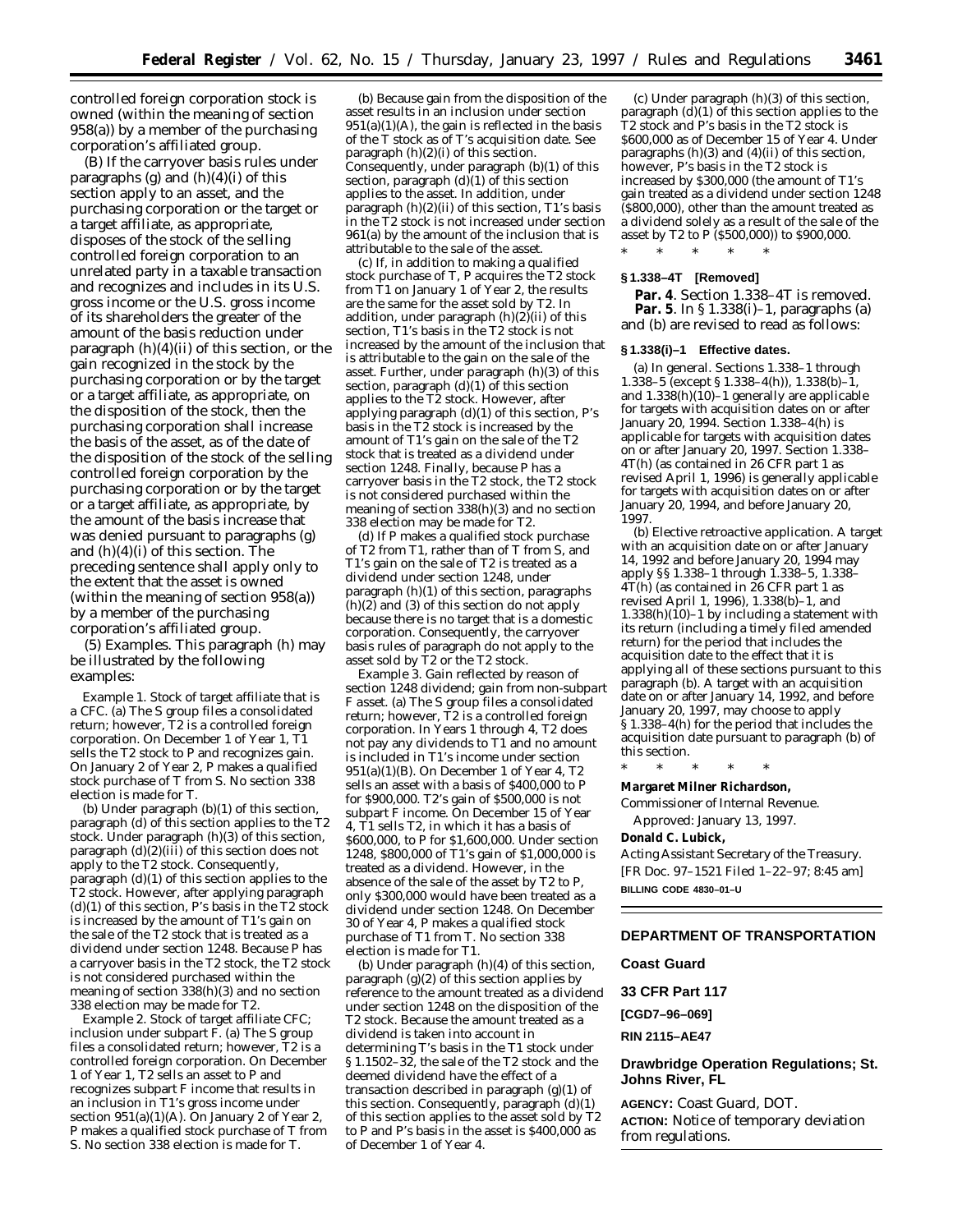controlled foreign corporation stock is owned (within the meaning of section 958(a)) by a member of the purchasing corporation's affiliated group.

(B) If the carryover basis rules under paragraphs (g) and (h)(4)(i) of this section apply to an asset, and the purchasing corporation or the target or a target affiliate, as appropriate, disposes of the stock of the selling controlled foreign corporation to an unrelated party in a taxable transaction and recognizes and includes in its U.S. gross income or the U.S. gross income of its shareholders the greater of the amount of the basis reduction under paragraph (h)(4)(ii) of this section, or the gain recognized in the stock by the purchasing corporation or by the target or a target affiliate, as appropriate, on the disposition of the stock, then the purchasing corporation shall increase the basis of the asset, as of the date of the disposition of the stock of the selling controlled foreign corporation by the purchasing corporation or by the target or a target affiliate, as appropriate, by the amount of the basis increase that was denied pursuant to paragraphs (g) and (h)(4)(i) of this section. The preceding sentence shall apply only to the extent that the asset is owned (within the meaning of section 958(a)) by a member of the purchasing corporation's affiliated group.

(5) *Examples.* This paragraph (h) may be illustrated by the following examples:

*Example 1. Stock of target affiliate that is a CFC.* (a) The S group files a consolidated return; however, T2 is a controlled foreign corporation. On December 1 of Year 1, T1 sells the T2 stock to P and recognizes gain. On January 2 of Year 2, P makes a qualified stock purchase of T from S. No section 338 election is made for T.

(b) Under paragraph (b)(1) of this section, paragraph (d) of this section applies to the T2 stock. Under paragraph (h)(3) of this section, paragraph (d)(2)(iii) of this section does not apply to the T2 stock. Consequently, paragraph (d)(1) of this section applies to the T2 stock. However, after applying paragraph (d)(1) of this section, P's basis in the T2 stock is increased by the amount of T1's gain on the sale of the T2 stock that is treated as a dividend under section 1248. Because P has a carryover basis in the T2 stock, the T2 stock is not considered purchased within the meaning of section 338(h)(3) and no section 338 election may be made for T2.

*Example 2. Stock of target affiliate CFC; inclusion under subpart F.* (a) The S group files a consolidated return; however, T2 is a controlled foreign corporation. On December 1 of Year 1, T2 sells an asset to P and recognizes subpart F income that results in an inclusion in T1's gross income under section 951(a)(1)(A). On January 2 of Year 2, P makes a qualified stock purchase of T from S. No section 338 election is made for T.

(b) Because gain from the disposition of the asset results in an inclusion under section 951(a)(1)(A), the gain is reflected in the basis of the T stock as of T's acquisition date. See paragraph (h)(2)(i) of this section. Consequently, under paragraph (b)(1) of this section, paragraph (d)(1) of this section applies to the asset. In addition, under paragraph (h)(2)(ii) of this section, T1's basis in the T2 stock is not increased under section 961(a) by the amount of the inclusion that is attributable to the sale of the asset.

(c) If, in addition to making a qualified stock purchase of T, P acquires the T2 stock from T1 on January 1 of Year 2, the results are the same for the asset sold by T2. In addition, under paragraph (h)(2)(ii) of this section, T1's basis in the T2 stock is not increased by the amount of the inclusion that is attributable to the gain on the sale of the asset. Further, under paragraph (h)(3) of this section, paragraph (d)(1) of this section applies to the T2 stock. However, after applying paragraph (d)(1) of this section, P's basis in the T2 stock is increased by the amount of T1's gain on the sale of the T2 stock that is treated as a dividend under section 1248. Finally, because P has a carryover basis in the T2 stock, the T2 stock is not considered purchased within the meaning of section 338(h)(3) and no section 338 election may be made for T2.

(d) If P makes a qualified stock purchase of T2 from T1, rather than of T from S, and T1's gain on the sale of T2 is treated as a dividend under section 1248, under paragraph (h)(1) of this section, paragraphs (h)(2) and (3) of this section do not apply because there is no target that is a domestic corporation. Consequently, the carryover basis rules of paragraph (d) do not apply to the asset sold by T2 or the T2 stock.

*Example 3. Gain reflected by reason of section 1248 dividend; gain from non-subpart F asset.* (a) The S group files a consolidated return; however, T2 is a controlled foreign corporation. In Years 1 through 4, T2 does not pay any dividends to T1 and no amount is included in T1's income under section 951(a)(1)(B). On December 1 of Year 4, T2 sells an asset with a basis of $400,000 to P for $900,000. T2's gain of $500,000 is not subpart F income. On December 15 of Year 4, T1 sells T2, in which it has a basis of $600,000, to P for $1,600,000. Under section 1248, $800,000 of T1's gain of $1,000,000 is treated as a dividend. However, in the absence of the sale of the asset by T2 to P, only $300,000 would have been treated as a dividend under section 1248. On December 30 of Year 4, P makes a qualified stock purchase of T1 from T. No section 338 election is made for T1.

(b) Under paragraph (h)(4) of this section, paragraph (g)(2) of this section applies by reference to the amount treated as a dividend under section 1248 on the disposition of the T2 stock. Because the amount treated as a dividend is taken into account in determining T's basis in the T1 stock under § 1.1502–32, the sale of the T2 stock and the deemed dividend have the effect of a transaction described in paragraph (g)(1) of this section. Consequently, paragraph (d)(1) of this section applies to the asset sold by T2 to P and P's basis in the asset is $400,000 as of December 1 of Year 4.

(c) Under paragraph (h)(3) of this section, paragraph (d)(1) of this section applies to the T2 stock and P's basis in the T2 stock is $600,000 as of December 15 of Year 4. Under paragraphs (h)(3) and (4)(ii) of this section, however, P's basis in the T2 stock is increased by $300,000 (the amount of T1's gain treated as a dividend under section 1248 ($800,000), other than the amount treated as a dividend solely as a result of the sale of the asset by T2 to P ($500,000)) to $900,000.

\* \* \* \* \*

**§ 1.338–4T [Removed]**

**Par. 4.** Section 1.338–4T is removed.

**Par. 5.** In § 1.338(i)–1, paragraphs (a) and (b) are revised to read as follows:

**§ 1.338(i)–1 Effective dates.**

(a) *In general.* Sections 1.338–1 through 1.338–5 (except § 1.338–4(h)), 1.338(b)–1, and 1.338(h)(10)–1 generally are applicable for targets with acquisition dates on or after January 20, 1994. Section 1.338–4(h) is applicable for targets with acquisition dates on or after January 20, 1997. Section 1.338–4T(h) (as contained in 26 CFR part 1 as revised April 1, 1996) is generally applicable for targets with acquisition dates on or after January 20, 1994, and before January 20, 1997.

(b) *Elective retroactive application.* A target with an acquisition date on or after January 14, 1992 and before January 20, 1994 may apply §§ 1.338–1 through 1.338–5, 1.338–4T(h) (as contained in 26 CFR part 1 as revised April 1, 1996), 1.338(b)–1, and 1.338(h)(10)–1 by including a statement with its return (including a timely filed amended return) for the period that includes the acquisition date to the effect that it is applying all of these sections pursuant to this paragraph (b). A target with an acquisition date on or after January 14, 1992, and before January 20, 1997, may choose to apply § 1.338–4(h) for the period that includes the acquisition date pursuant to paragraph (b) of this section.

\* \* \* \* \*

**Margaret Milner Richardson,**

*Commissioner of Internal Revenue.*

Approved: January 13, 1997.

**Donald C. Lubick,**

*Acting Assistant Secretary of the Treasury.*

[FR Doc. 97–1521 Filed 1–22–97; 8:45 am]

**BILLING CODE 4830–01–U**

## DEPARTMENT OF TRANSPORTATION

### Coast Guard

### 33 CFR Part 117

**[CGD7–96–069]**

**RIN 2115–AE47**

## Drawbridge Operation Regulations; St. Johns River, FL

**AGENCY:** Coast Guard, DOT.

**ACTION:** Notice of temporary deviation from regulations.